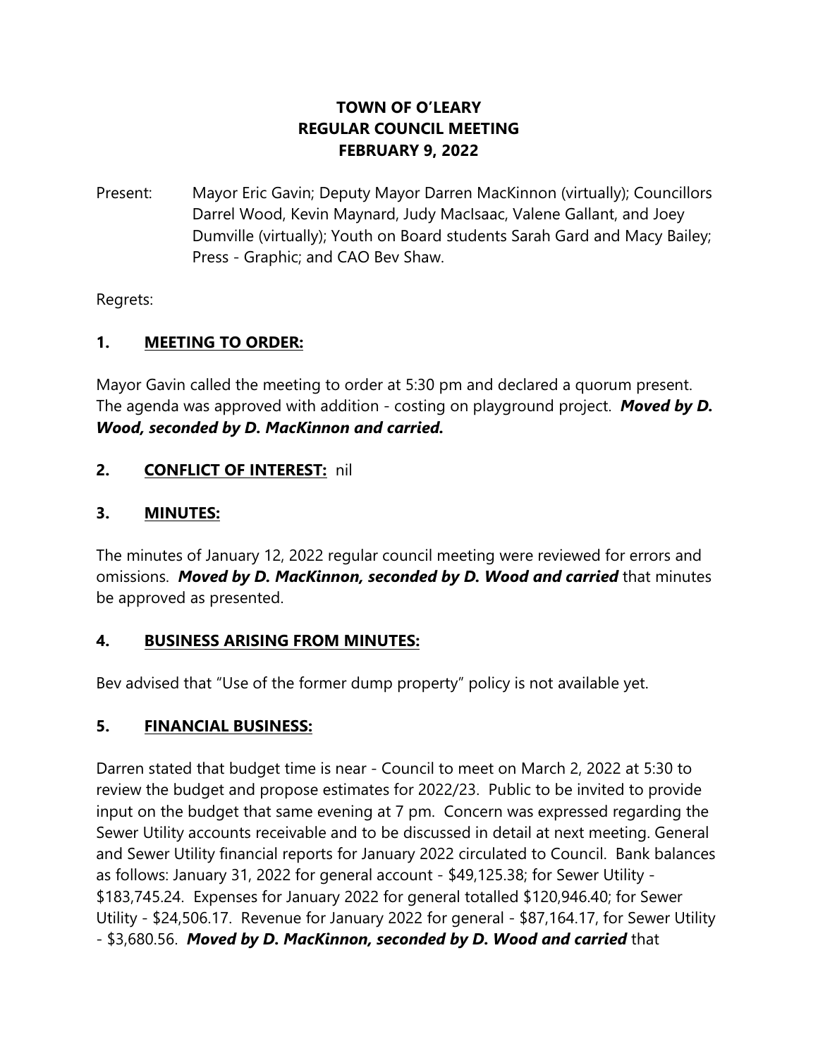# TOWN OF O'LEARY
# REGULAR COUNCIL MEETING
# FEBRUARY 9, 2022

Present: Mayor Eric Gavin; Deputy Mayor Darren MacKinnon (virtually); Councillors Darrel Wood, Kevin Maynard, Judy MacIsaac, Valene Gallant, and Joey Dumville (virtually); Youth on Board students Sarah Gard and Macy Bailey; Press - Graphic; and CAO Bev Shaw.

Regrets:

## 1. MEETING TO ORDER:

Mayor Gavin called the meeting to order at 5:30 pm and declared a quorum present. The agenda was approved with addition - costing on playground project. ***Moved by D. Wood, seconded by D. MacKinnon and carried.***

## 2. CONFLICT OF INTEREST: nil

## 3. MINUTES:

The minutes of January 12, 2022 regular council meeting were reviewed for errors and omissions. ***Moved by D. MacKinnon, seconded by D. Wood and carried*** that minutes be approved as presented.

## 4. BUSINESS ARISING FROM MINUTES:

Bev advised that "Use of the former dump property" policy is not available yet.

## 5. FINANCIAL BUSINESS:

Darren stated that budget time is near - Council to meet on March 2, 2022 at 5:30 to review the budget and propose estimates for 2022/23. Public to be invited to provide input on the budget that same evening at 7 pm. Concern was expressed regarding the Sewer Utility accounts receivable and to be discussed in detail at next meeting. General and Sewer Utility financial reports for January 2022 circulated to Council. Bank balances as follows: January 31, 2022 for general account - $49,125.38; for Sewer Utility - $183,745.24. Expenses for January 2022 for general totalled $120,946.40; for Sewer Utility - $24,506.17. Revenue for January 2022 for general - $87,164.17, for Sewer Utility - $3,680.56. ***Moved by D. MacKinnon, seconded by D. Wood and carried*** that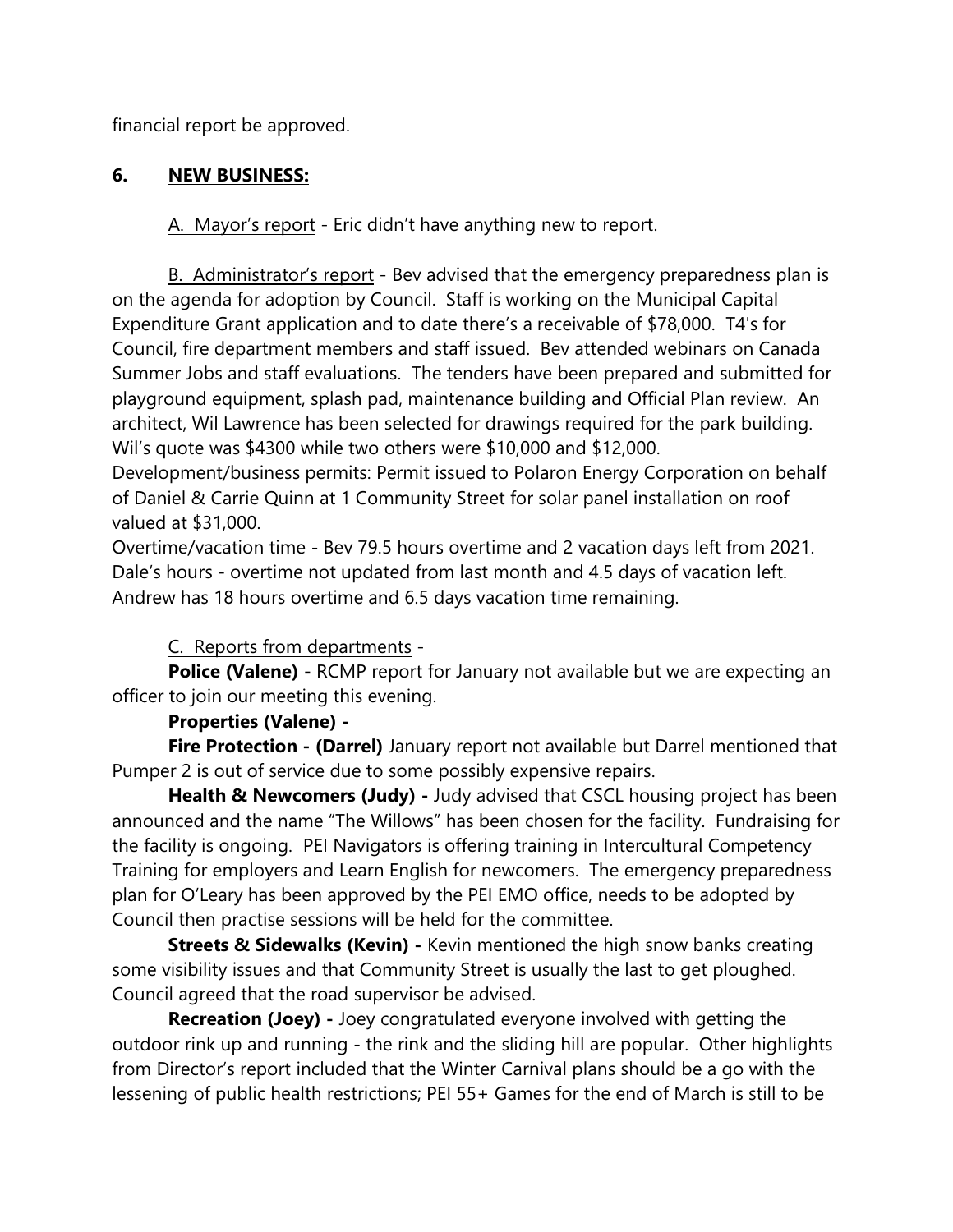financial report be approved.

## 6. NEW BUSINESS:

A. Mayor's report - Eric didn't have anything new to report.

B. Administrator's report - Bev advised that the emergency preparedness plan is on the agenda for adoption by Council. Staff is working on the Municipal Capital Expenditure Grant application and to date there's a receivable of $78,000. T4's for Council, fire department members and staff issued. Bev attended webinars on Canada Summer Jobs and staff evaluations. The tenders have been prepared and submitted for playground equipment, splash pad, maintenance building and Official Plan review. An architect, Wil Lawrence has been selected for drawings required for the park building. Wil's quote was $4300 while two others were $10,000 and $12,000.
Development/business permits: Permit issued to Polaron Energy Corporation on behalf of Daniel & Carrie Quinn at 1 Community Street for solar panel installation on roof valued at $31,000.
Overtime/vacation time - Bev 79.5 hours overtime and 2 vacation days left from 2021. Dale's hours - overtime not updated from last month and 4.5 days of vacation left. Andrew has 18 hours overtime and 6.5 days vacation time remaining.

C. Reports from departments -

**Police (Valene) -** RCMP report for January not available but we are expecting an officer to join our meeting this evening.

**Properties (Valene) -**

**Fire Protection - (Darrel)** January report not available but Darrel mentioned that Pumper 2 is out of service due to some possibly expensive repairs.

**Health & Newcomers (Judy) -** Judy advised that CSCL housing project has been announced and the name "The Willows" has been chosen for the facility. Fundraising for the facility is ongoing. PEI Navigators is offering training in Intercultural Competency Training for employers and Learn English for newcomers. The emergency preparedness plan for O'Leary has been approved by the PEI EMO office, needs to be adopted by Council then practise sessions will be held for the committee.

**Streets & Sidewalks (Kevin) -** Kevin mentioned the high snow banks creating some visibility issues and that Community Street is usually the last to get ploughed. Council agreed that the road supervisor be advised.

**Recreation (Joey) -** Joey congratulated everyone involved with getting the outdoor rink up and running - the rink and the sliding hill are popular. Other highlights from Director's report included that the Winter Carnival plans should be a go with the lessening of public health restrictions; PEI 55+ Games for the end of March is still to be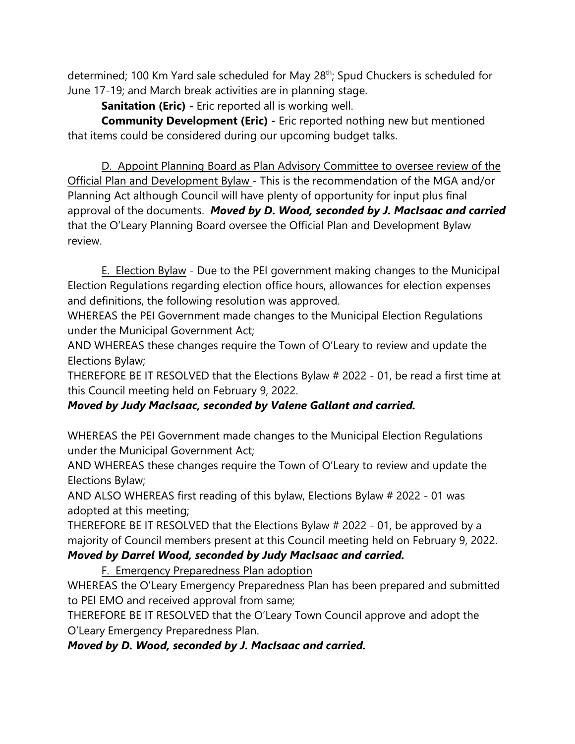determined; 100 Km Yard sale scheduled for May 28th; Spud Chuckers is scheduled for June 17-19; and March break activities are in planning stage.

**Sanitation (Eric) -** Eric reported all is working well.

**Community Development (Eric) -** Eric reported nothing new but mentioned that items could be considered during our upcoming budget talks.

D. Appoint Planning Board as Plan Advisory Committee to oversee review of the Official Plan and Development Bylaw - This is the recommendation of the MGA and/or Planning Act although Council will have plenty of opportunity for input plus final approval of the documents. ***Moved by D. Wood, seconded by J. MacIsaac and carried*** that the O'Leary Planning Board oversee the Official Plan and Development Bylaw review.

E. Election Bylaw - Due to the PEI government making changes to the Municipal Election Regulations regarding election office hours, allowances for election expenses and definitions, the following resolution was approved.

WHEREAS the PEI Government made changes to the Municipal Election Regulations under the Municipal Government Act;

AND WHEREAS these changes require the Town of O'Leary to review and update the Elections Bylaw;

THEREFORE BE IT RESOLVED that the Elections Bylaw # 2022 - 01, be read a first time at this Council meeting held on February 9, 2022.

***Moved by Judy MacIsaac, seconded by Valene Gallant and carried.***

WHEREAS the PEI Government made changes to the Municipal Election Regulations under the Municipal Government Act;

AND WHEREAS these changes require the Town of O'Leary to review and update the Elections Bylaw;

AND ALSO WHEREAS first reading of this bylaw, Elections Bylaw # 2022 - 01 was adopted at this meeting;

THEREFORE BE IT RESOLVED that the Elections Bylaw # 2022 - 01, be approved by a majority of Council members present at this Council meeting held on February 9, 2022.

***Moved by Darrel Wood, seconded by Judy MacIsaac and carried.***

F. Emergency Preparedness Plan adoption

WHEREAS the O'Leary Emergency Preparedness Plan has been prepared and submitted to PEI EMO and received approval from same;

THEREFORE BE IT RESOLVED that the O'Leary Town Council approve and adopt the O'Leary Emergency Preparedness Plan.

***Moved by D. Wood, seconded by J. MacIsaac and carried.***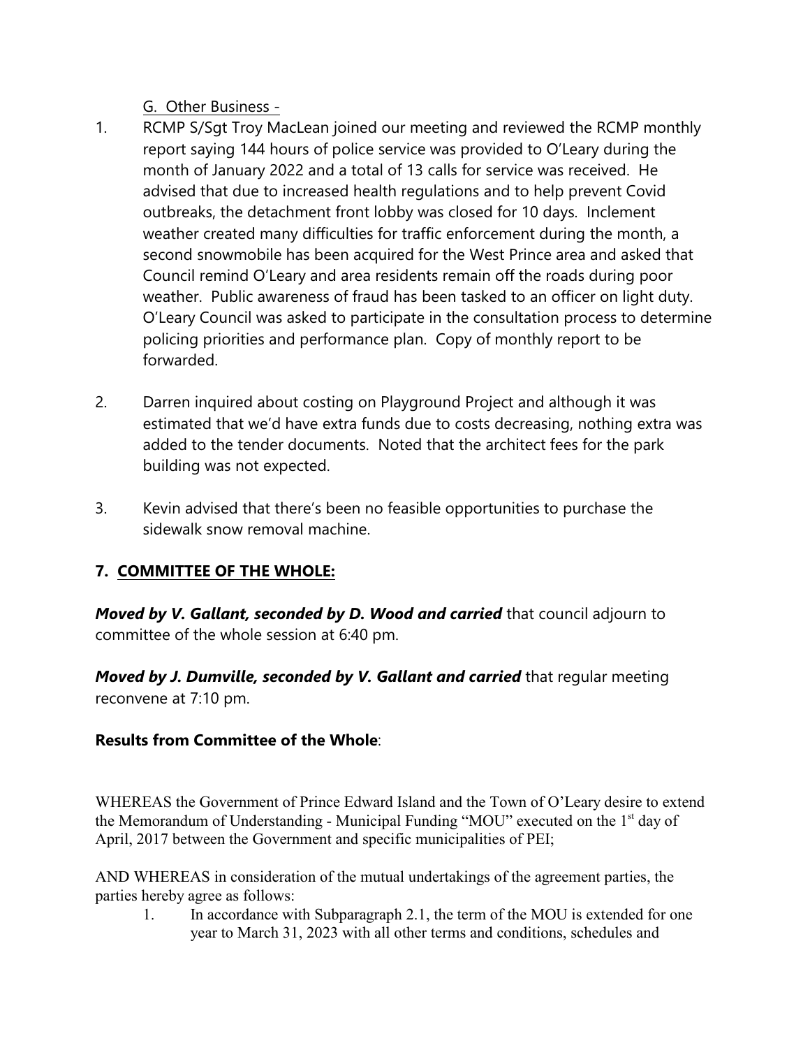G. Other Business -

1. RCMP S/Sgt Troy MacLean joined our meeting and reviewed the RCMP monthly report saying 144 hours of police service was provided to O'Leary during the month of January 2022 and a total of 13 calls for service was received. He advised that due to increased health regulations and to help prevent Covid outbreaks, the detachment front lobby was closed for 10 days. Inclement weather created many difficulties for traffic enforcement during the month, a second snowmobile has been acquired for the West Prince area and asked that Council remind O'Leary and area residents remain off the roads during poor weather. Public awareness of fraud has been tasked to an officer on light duty. O'Leary Council was asked to participate in the consultation process to determine policing priorities and performance plan. Copy of monthly report to be forwarded.

2. Darren inquired about costing on Playground Project and although it was estimated that we'd have extra funds due to costs decreasing, nothing extra was added to the tender documents. Noted that the architect fees for the park building was not expected.

3. Kevin advised that there's been no feasible opportunities to purchase the sidewalk snow removal machine.

## 7. COMMITTEE OF THE WHOLE:

***Moved by V. Gallant, seconded by D. Wood and carried*** that council adjourn to committee of the whole session at 6:40 pm.

***Moved by J. Dumville, seconded by V. Gallant and carried*** that regular meeting reconvene at 7:10 pm.

**Results from Committee of the Whole**:

WHEREAS the Government of Prince Edward Island and the Town of O'Leary desire to extend the Memorandum of Understanding - Municipal Funding "MOU" executed on the 1st day of April, 2017 between the Government and specific municipalities of PEI;

AND WHEREAS in consideration of the mutual undertakings of the agreement parties, the parties hereby agree as follows:

1. In accordance with Subparagraph 2.1, the term of the MOU is extended for one year to March 31, 2023 with all other terms and conditions, schedules and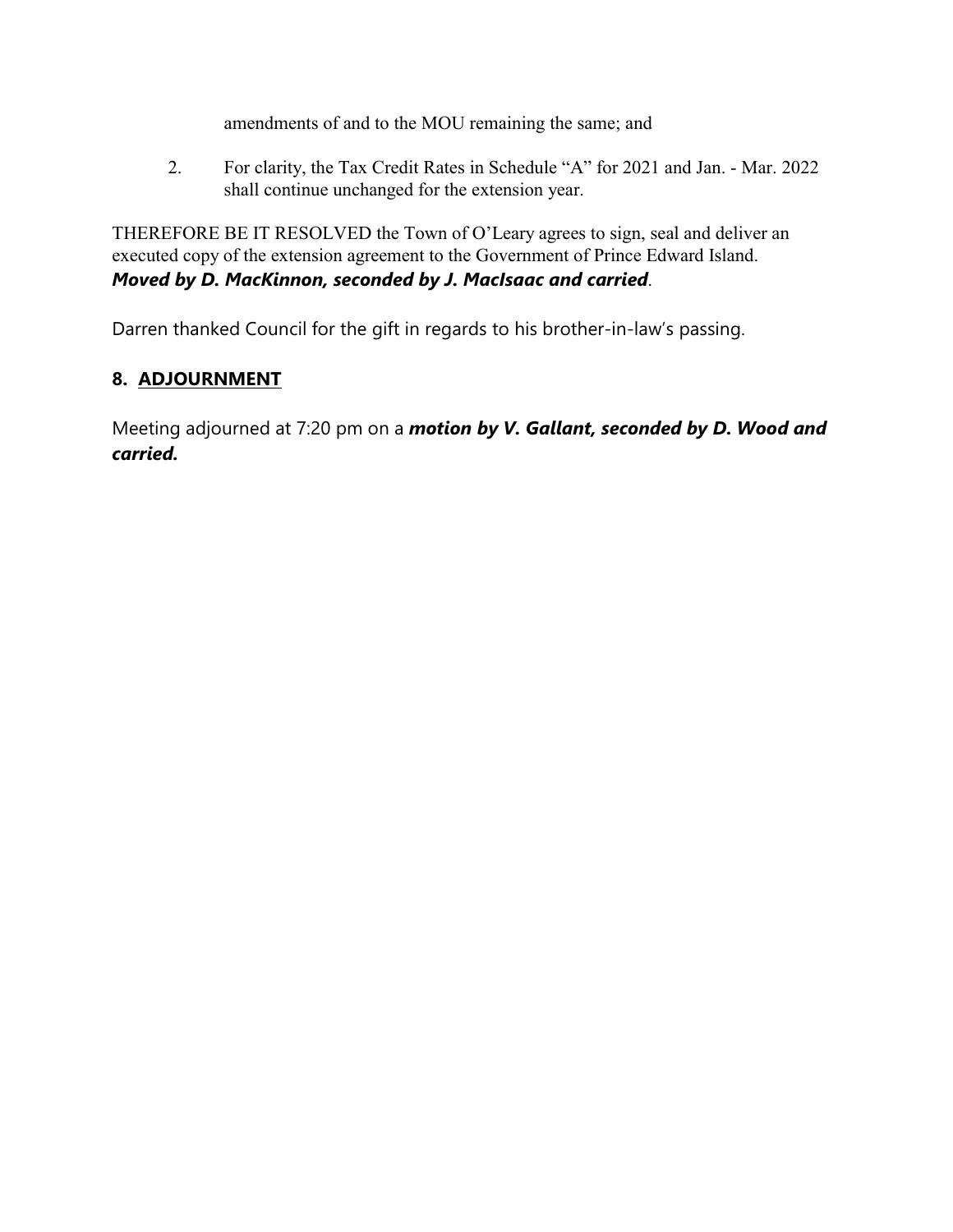amendments of and to the MOU remaining the same; and

2. For clarity, the Tax Credit Rates in Schedule "A" for 2021 and Jan. - Mar. 2022 shall continue unchanged for the extension year.

THEREFORE BE IT RESOLVED the Town of O'Leary agrees to sign, seal and deliver an executed copy of the extension agreement to the Government of Prince Edward Island.
***Moved by D. MacKinnon, seconded by J. MacIsaac and carried*.**

Darren thanked Council for the gift in regards to his brother-in-law's passing.

## 8. ADJOURNMENT

Meeting adjourned at 7:20 pm on a ***motion by V. Gallant, seconded by D. Wood and carried.***